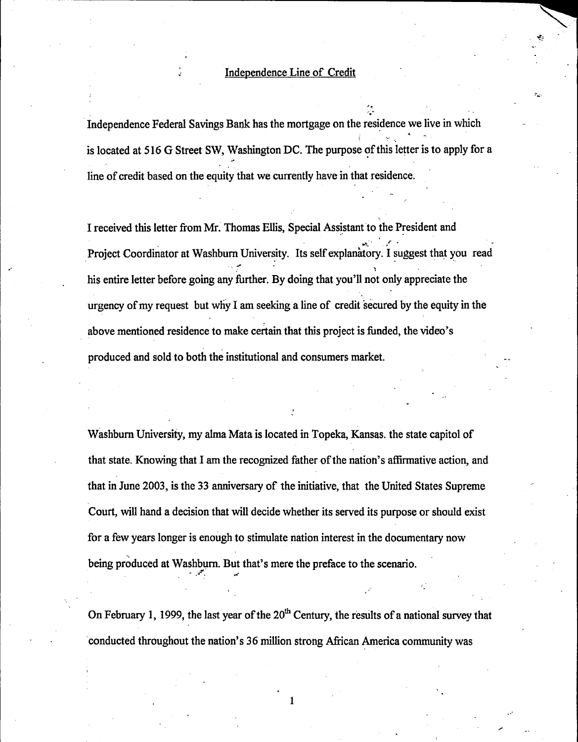Independence Line of Credit

Independence Federal Savings Bank has the mortgage on the residence we live in which is located at 516 G Street SW, Washington DC. The purpose of this letter is to apply for a line of credit based on the equity that we currently have in that residence.

I received this letter from Mr. Thomas Ellis, Special Assistant to the President and Project Coordinator at Washburn University. Its self explanatory. I suggest that you read his entire letter before going any further. By doing that you'll not only appreciate the urgency of my request but why I am seeking a line of credit secured by the equity in the above mentioned residence to make certain that this project is funded, the video's produced and sold to both the institutional and consumers market.

Washburn University, my alma Mata is located in Topeka, Kansas. the state capitol of that state. Knowing that I am the recognized father of the nation's affirmative action, and that in June 2003, is the 33 anniversary of the initiative, that the United States Supreme Court, will hand a decision that will decide whether its served its purpose or should exist for a few years longer is enough to stimulate nation interest in the documentary now being produced at Washburn. But that's mere the preface to the scenario.

On February 1, 1999, the last year of the 20th Century, the results of a national survey that conducted throughout the nation's 36 million strong African America community was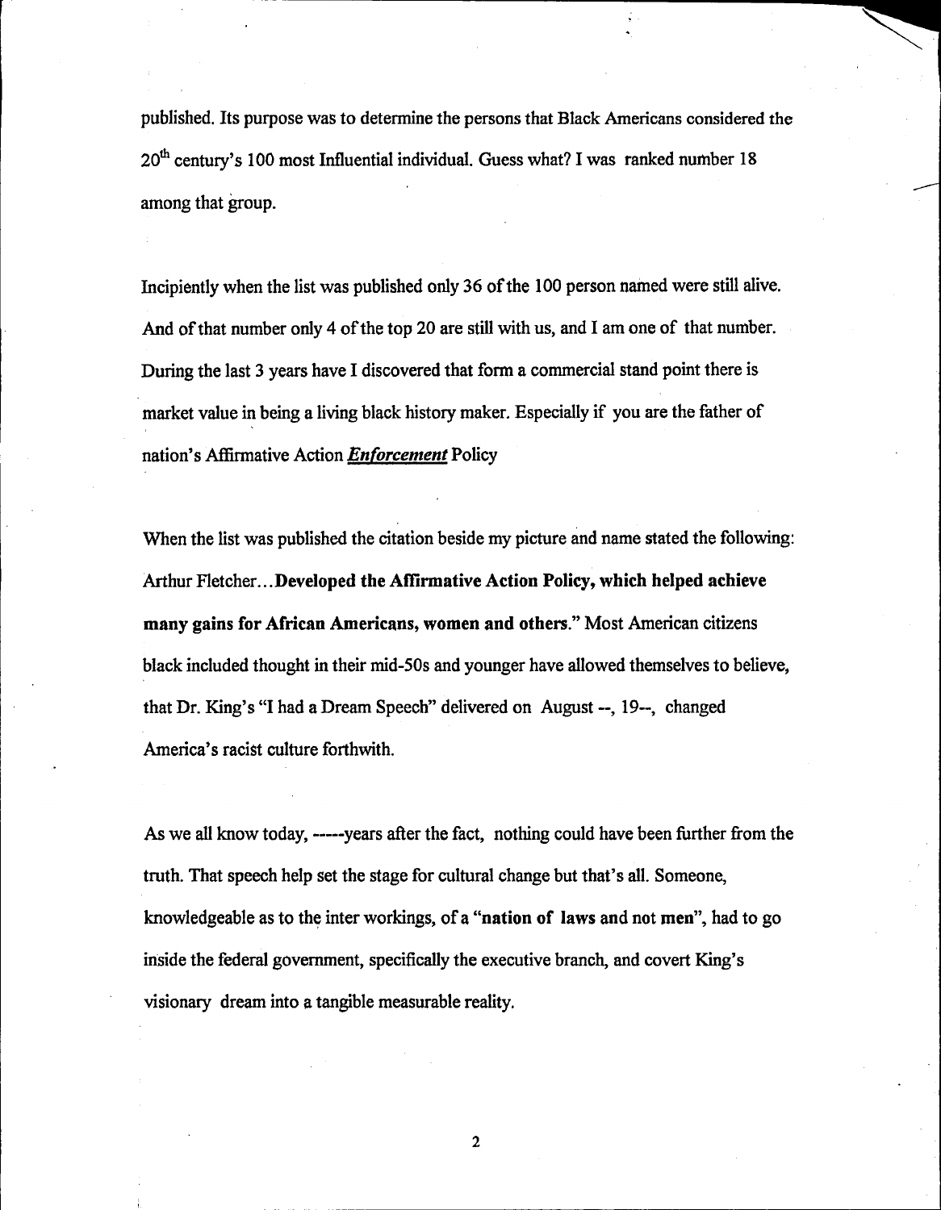published. Its purpose was to determine the persons that Black Americans considered the 20th century's 100 most Influential individual. Guess what? I was ranked number 18 among that group.

Incipiently when the list was published only 36 of the 100 person named were still alive. And of that number only 4 of the top 20 are still with us, and I am one of that number. During the last 3 years have I discovered that form a commercial stand point there is market value in being a living black history maker. Especially if you are the father of nation's Affirmative Action ***Enforcement*** Policy

When the list was published the citation beside my picture and name stated the following: Arthur Fletcher...**Developed the Affirmative Action Policy, which helped achieve many gains for African Americans, women and others.**" Most American citizens black included thought in their mid-50s and younger have allowed themselves to believe, that Dr. King's "I had a Dream Speech" delivered on August --, 19--, changed America's racist culture forthwith.

As we all know today, -----years after the fact, nothing could have been further from the truth. That speech help set the stage for cultural change but that's all. Someone, knowledgeable as to the inter workings, of a "**nation of laws** and **not men**", had to go inside the federal government, specifically the executive branch, and covert King's visionary dream into a tangible measurable reality.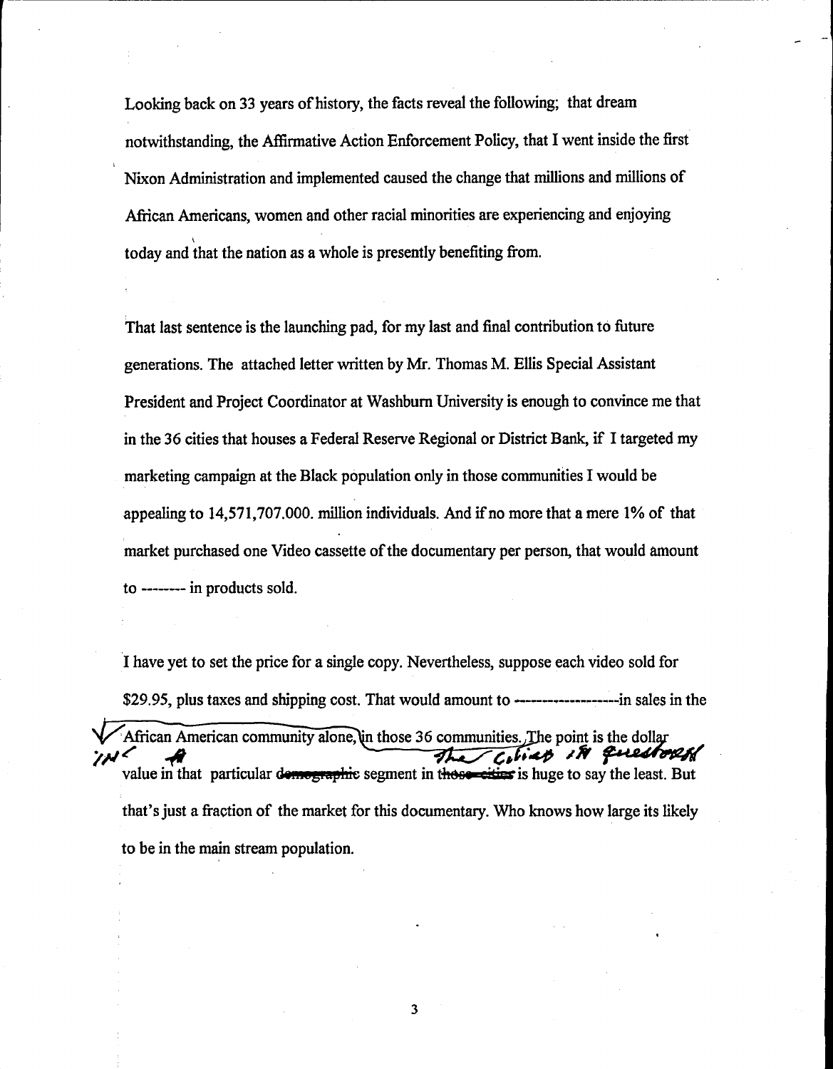Looking back on 33 years of history, the facts reveal the following; that dream notwithstanding, the Affirmative Action Enforcement Policy, that I went inside the first Nixon Administration and implemented caused the change that millions and millions of African Americans, women and other racial minorities are experiencing and enjoying today and that the nation as a whole is presently benefiting from.

That last sentence is the launching pad, for my last and final contribution to future generations. The attached letter written by Mr. Thomas M. Ellis Special Assistant President and Project Coordinator at Washburn University is enough to convince me that in the 36 cities that houses a Federal Reserve Regional or District Bank, if I targeted my marketing campaign at the Black population only in those communities I would be appealing to 14,571,707.000. million individuals. And if no more that a mere 1% of that market purchased one Video cassette of the documentary per person, that would amount to -------- in products sold.

I have yet to set the price for a single copy. Nevertheless, suppose each video sold for $29.95, plus taxes and shipping cost. That would amount to ------------------in sales in the African American community alone, in those 36 communities. The point is the dollar value in that particular ~~demographic~~ segment in ~~those cities~~ the cities in question is huge to say the least. But that's just a fraction of the market for this documentary. Who knows how large its likely to be in the main stream population.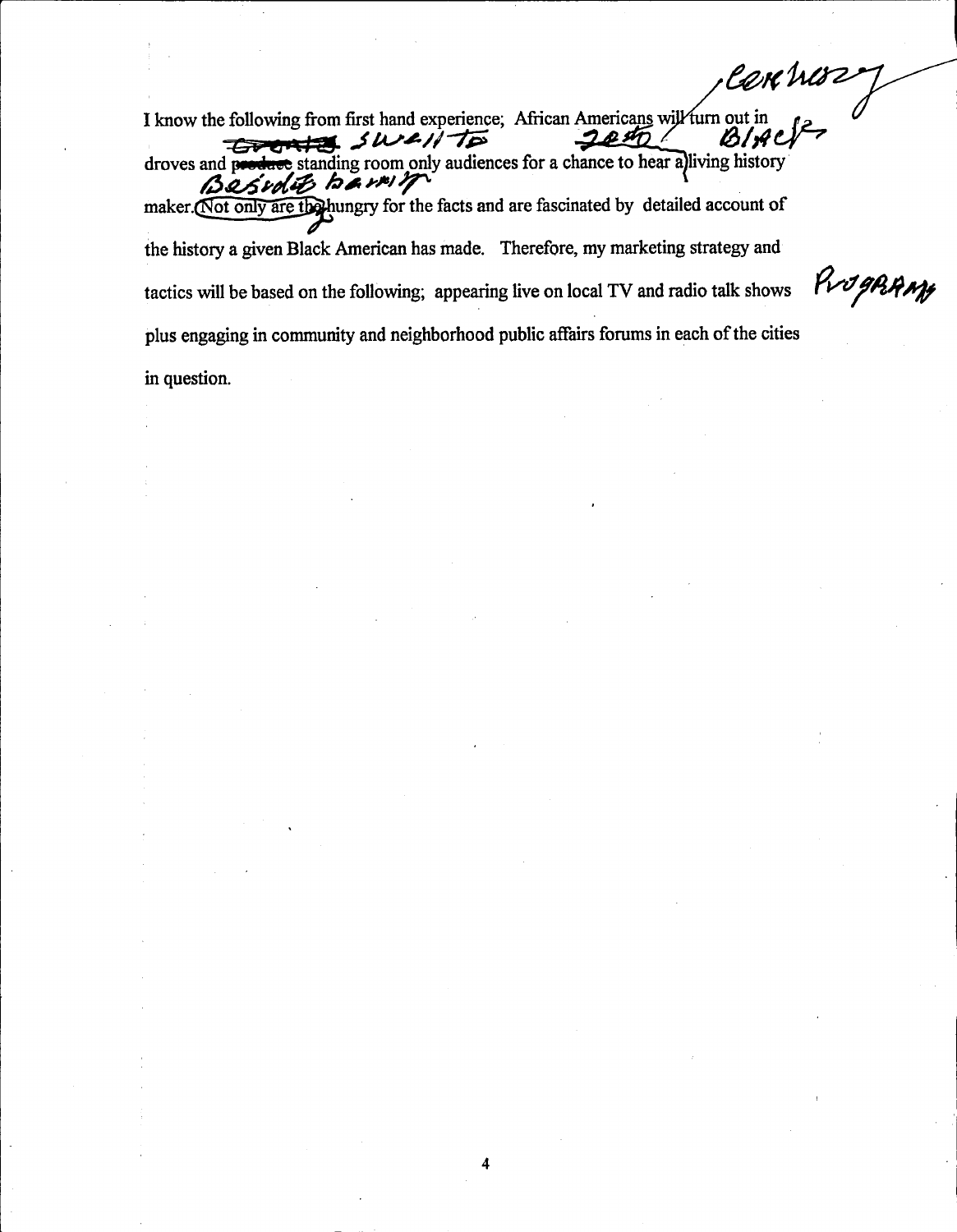I know the following from first hand experience; African Americans will turn out in droves and produce standing room only audiences for a chance to hear a living history maker. Not only are they hungry for the facts and are fascinated by detailed account of the history a given Black American has made. Therefore, my marketing strategy and tactics will be based on the following; appearing live on local TV and radio talk shows plus engaging in community and neighborhood public affairs forums in each of the cities in question.